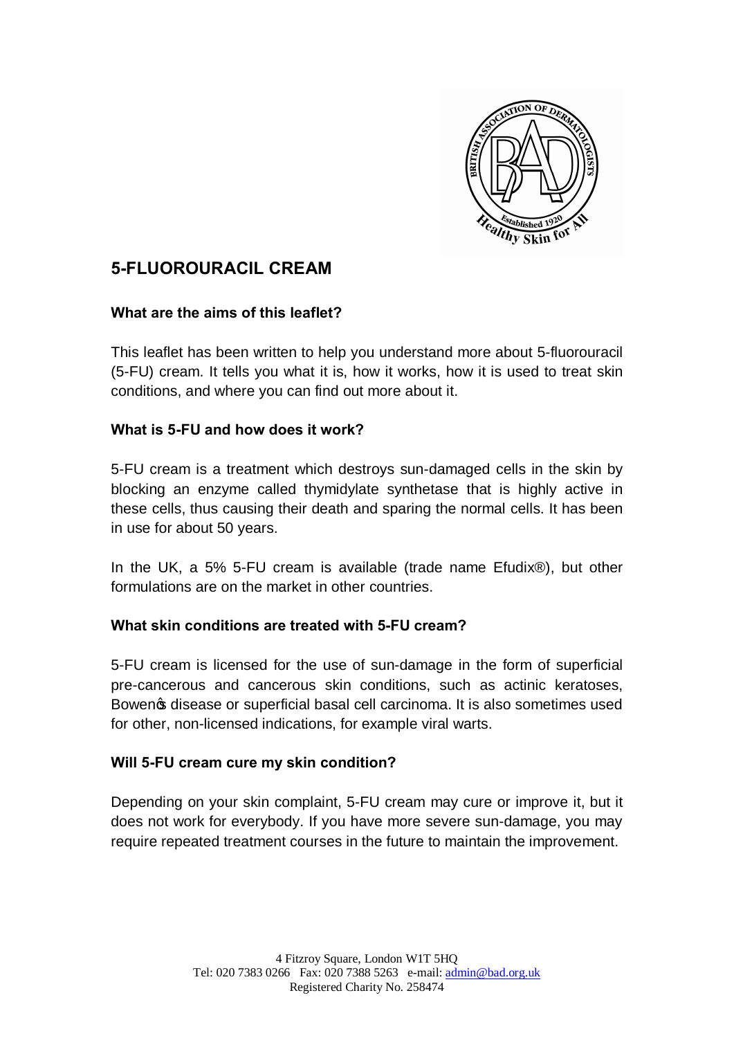# 5-FLUOROURACIL CREAM

## What are the aims of this leaflet?

This leaflet has been written to help you understand more about 5-fluorouracil (5-FU) cream. It tells you what it is, how it works, how it is used to treat skin conditions, and where you can find out more about it.

## What is 5-FU and how does it work?

5-FU cream is a treatment which destroys sun-damaged cells in the skin by blocking an enzyme called thymidylate synthetase that is highly active in these cells, thus causing their death and sparing the normal cells. It has been in use for about 50 years.

In the UK, a 5% 5-FU cream is available (trade name Efudix®), but other formulations are on the market in other countries.

## What skin conditions are treated with 5-FU cream?

5-FU cream is licensed for the use of sun-damage in the form of superficial pre-cancerous and cancerous skin conditions, such as actinic keratoses, Bowen's disease or superficial basal cell carcinoma. It is also sometimes used for other, non-licensed indications, for example viral warts.

## Will 5-FU cream cure my skin condition?

Depending on your skin complaint, 5-FU cream may cure or improve it, but it does not work for everybody. If you have more severe sun-damage, you may require repeated treatment courses in the future to maintain the improvement.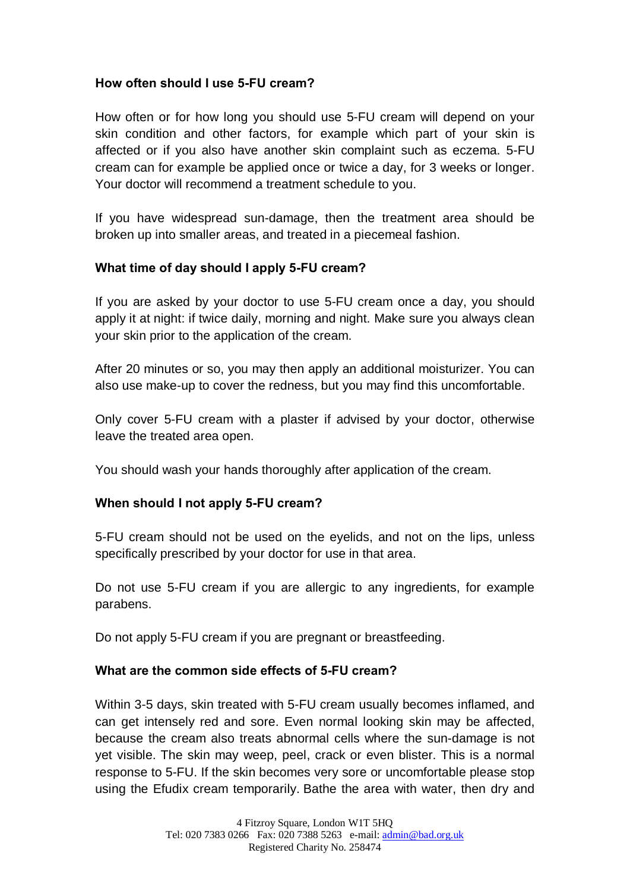**How often should I use 5-FU cream?**

How often or for how long you should use 5-FU cream will depend on your skin condition and other factors, for example which part of your skin is affected or if you also have another skin complaint such as eczema. 5-FU cream can for example be applied once or twice a day, for 3 weeks or longer. Your doctor will recommend a treatment schedule to you.

If you have widespread sun-damage, then the treatment area should be broken up into smaller areas, and treated in a piecemeal fashion.

**What time of day should I apply 5-FU cream?**

If you are asked by your doctor to use 5-FU cream once a day, you should apply it at night: if twice daily, morning and night. Make sure you always clean your skin prior to the application of the cream.

After 20 minutes or so, you may then apply an additional moisturizer. You can also use make-up to cover the redness, but you may find this uncomfortable.

Only cover 5-FU cream with a plaster if advised by your doctor, otherwise leave the treated area open.

You should wash your hands thoroughly after application of the cream.

**When should I not apply 5-FU cream?**

5-FU cream should not be used on the eyelids, and not on the lips, unless specifically prescribed by your doctor for use in that area.

Do not use 5-FU cream if you are allergic to any ingredients, for example parabens.

Do not apply 5-FU cream if you are pregnant or breastfeeding.

**What are the common side effects of 5-FU cream?**

Within 3-5 days, skin treated with 5-FU cream usually becomes inflamed, and can get intensely red and sore. Even normal looking skin may be affected, because the cream also treats abnormal cells where the sun-damage is not yet visible. The skin may weep, peel, crack or even blister. This is a normal response to 5-FU. If the skin becomes very sore or uncomfortable please stop using the Efudix cream temporarily. Bathe the area with water, then dry and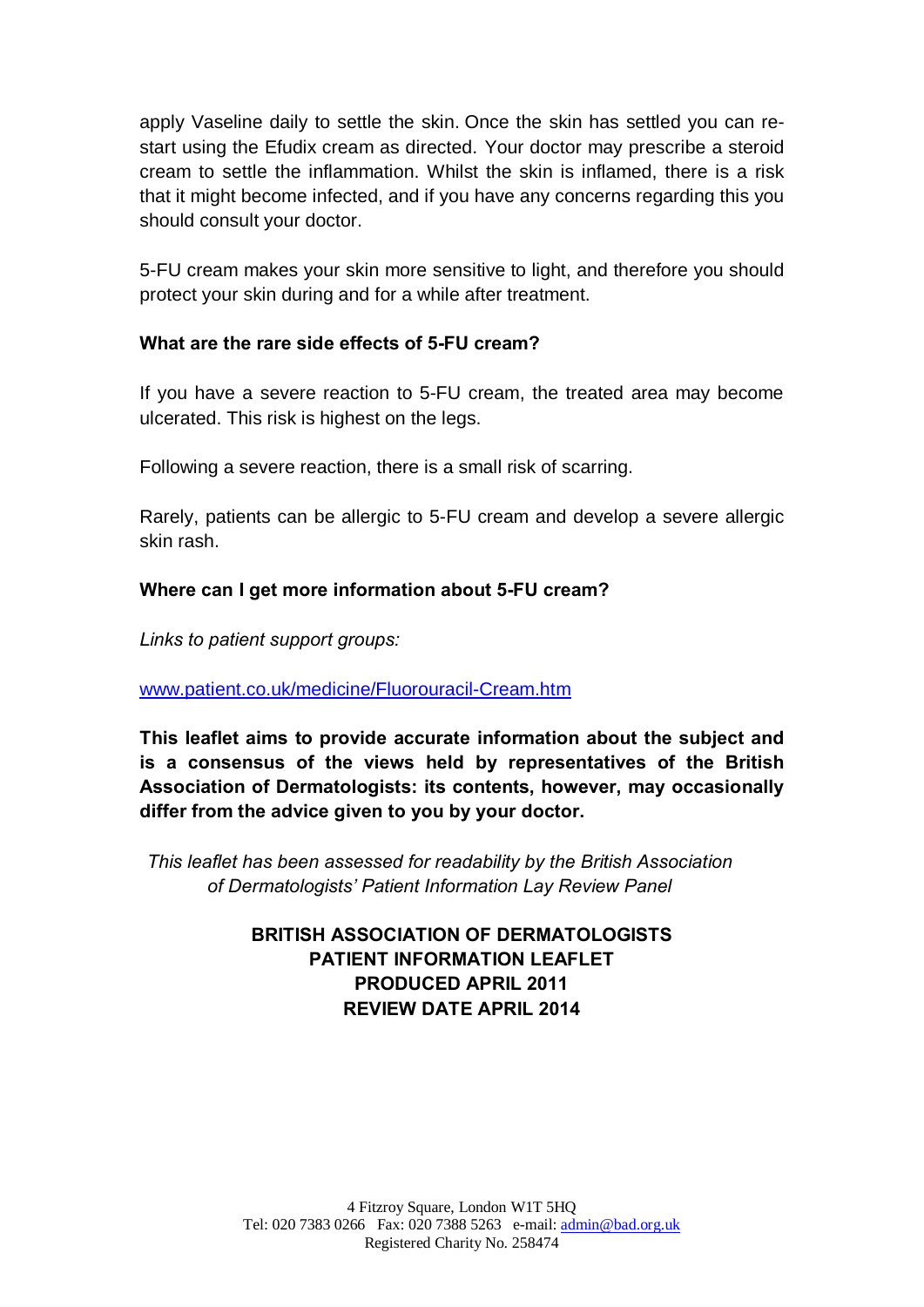apply Vaseline daily to settle the skin. Once the skin has settled you can re-start using the Efudix cream as directed. Your doctor may prescribe a steroid cream to settle the inflammation. Whilst the skin is inflamed, there is a risk that it might become infected, and if you have any concerns regarding this you should consult your doctor.

5-FU cream makes your skin more sensitive to light, and therefore you should protect your skin during and for a while after treatment.

**What are the rare side effects of 5-FU cream?**

If you have a severe reaction to 5-FU cream, the treated area may become ulcerated. This risk is highest on the legs.

Following a severe reaction, there is a small risk of scarring.

Rarely, patients can be allergic to 5-FU cream and develop a severe allergic skin rash.

**Where can I get more information about 5-FU cream?**

*Links to patient support groups:*

www.patient.co.uk/medicine/Fluorouracil-Cream.htm

**This leaflet aims to provide accurate information about the subject and is a consensus of the views held by representatives of the British Association of Dermatologists: its contents, however, may occasionally differ from the advice given to you by your doctor.**

*This leaflet has been assessed for readability by the British Association of Dermatologists' Patient Information Lay Review Panel*

**BRITISH ASSOCIATION OF DERMATOLOGISTS**
**PATIENT INFORMATION LEAFLET**
**PRODUCED APRIL 2011**
**REVIEW DATE APRIL 2014**

4 Fitzroy Square, London W1T 5HQ
Tel: 020 7383 0266 Fax: 020 7388 5263 e-mail: admin@bad.org.uk
Registered Charity No. 258474